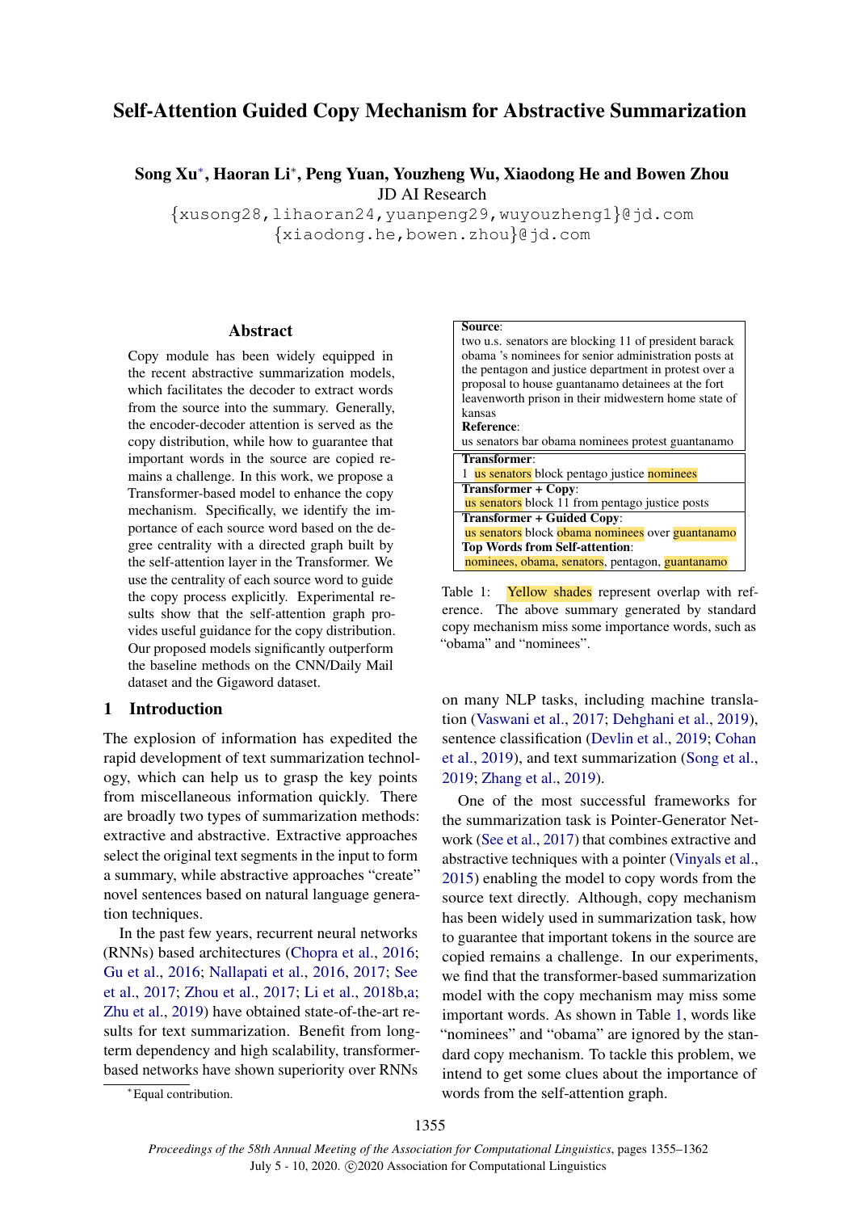# Self-Attention Guided Copy Mechanism for Abstractive Summarization

**Song Xu***, **Haoran Li***, **Peng Yuan, Youzheng Wu, Xiaodong He and Bowen Zhou**

JD AI Research

{xusong28,lihaoran24,yuanpeng29,wuyouzheng1}@jd.com
{xiaodong.he,bowen.zhou}@jd.com

## Abstract

Copy module has been widely equipped in the recent abstractive summarization models, which facilitates the decoder to extract words from the source into the summary. Generally, the encoder-decoder attention is served as the copy distribution, while how to guarantee that important words in the source are copied remains a challenge. In this work, we propose a Transformer-based model to enhance the copy mechanism. Specifically, we identify the importance of each source word based on the degree centrality with a directed graph built by the self-attention layer in the Transformer. We use the centrality of each source word to guide the copy process explicitly. Experimental results show that the self-attention graph provides useful guidance for the copy distribution. Our proposed models significantly outperform the baseline methods on the CNN/Daily Mail dataset and the Gigaword dataset.

## 1 Introduction

The explosion of information has expedited the rapid development of text summarization technology, which can help us to grasp the key points from miscellaneous information quickly. There are broadly two types of summarization methods: extractive and abstractive. Extractive approaches select the original text segments in the input to form a summary, while abstractive approaches "create" novel sentences based on natural language generation techniques.

In the past few years, recurrent neural networks (RNNs) based architectures (Chopra et al., 2016; Gu et al., 2016; Nallapati et al., 2016, 2017; See et al., 2017; Zhou et al., 2017; Li et al., 2018b,a; Zhu et al., 2019) have obtained state-of-the-art results for text summarization. Benefit from long-term dependency and high scalability, transformer-based networks have shown superiority over RNNs on many NLP tasks, including machine translation (Vaswani et al., 2017; Dehghani et al., 2019), sentence classification (Devlin et al., 2019; Cohan et al., 2019), and text summarization (Song et al., 2019; Zhang et al., 2019).

| **Source**: |
|---|
| two u.s. senators are blocking 11 of president barack obama 's nominees for senior administration posts at the pentagon and justice department in protest over a proposal to house guantanamo detainees at the fort leavenworth prison in their midwestern home state of kansas |
| **Reference**: |
| us senators bar obama nominees protest guantanamo |
| **Transformer**: |
| 1 us senators block pentago justice nominees |
| **Transformer + Copy**: |
| us senators block 11 from pentago justice posts |
| **Transformer + Guided Copy**: |
| us senators block obama nominees over guantanamo |
| **Top Words from Self-attention**: |
| nominees, obama, senators, pentagon, guantanamo |

Table 1: Yellow shades represent overlap with reference. The above summary generated by standard copy mechanism miss some importance words, such as "obama" and "nominees".

One of the most successful frameworks for the summarization task is Pointer-Generator Network (See et al., 2017) that combines extractive and abstractive techniques with a pointer (Vinyals et al., 2015) enabling the model to copy words from the source text directly. Although, copy mechanism has been widely used in summarization task, how to guarantee that important tokens in the source are copied remains a challenge. In our experiments, we find that the transformer-based summarization model with the copy mechanism may miss some important words. As shown in Table 1, words like "nominees" and "obama" are ignored by the standard copy mechanism. To tackle this problem, we intend to get some clues about the importance of words from the self-attention graph.

*Equal contribution.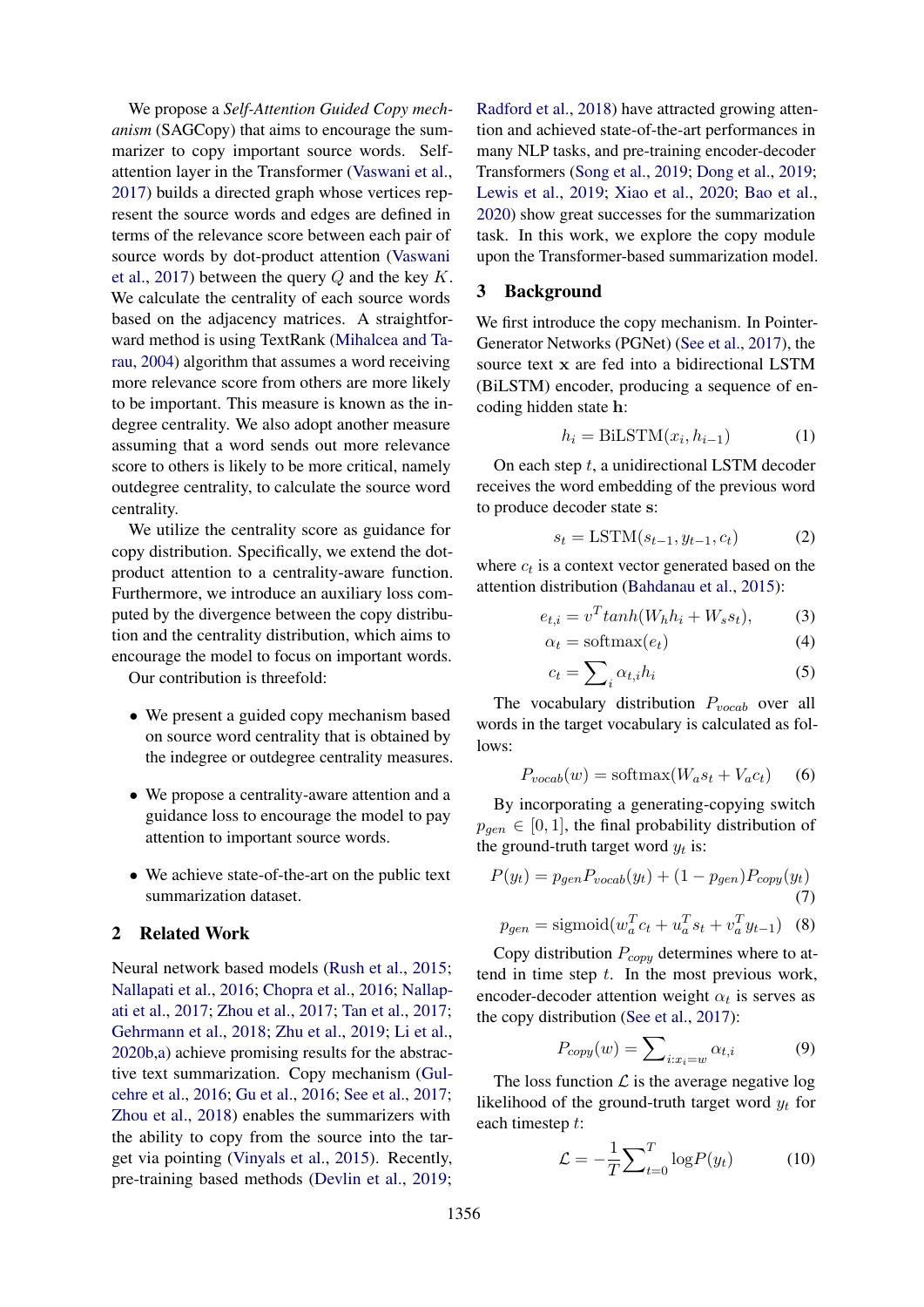We propose a *Self-Attention Guided Copy mechanism* (SAGCopy) that aims to encourage the summarizer to copy important source words. Self-attention layer in the Transformer (Vaswani et al., 2017) builds a directed graph whose vertices represent the source words and edges are defined in terms of the relevance score between each pair of source words by dot-product attention (Vaswani et al., 2017) between the query $Q$ and the key $K$. We calculate the centrality of each source words based on the adjacency matrices. A straightforward method is using TextRank (Mihalcea and Tarau, 2004) algorithm that assumes a word receiving more relevance score from others are more likely to be important. This measure is known as the indegree centrality. We also adopt another measure assuming that a word sends out more relevance score to others is likely to be more critical, namely outdegree centrality, to calculate the source word centrality.

We utilize the centrality score as guidance for copy distribution. Specifically, we extend the dot-product attention to a centrality-aware function. Furthermore, we introduce an auxiliary loss computed by the divergence between the copy distribution and the centrality distribution, which aims to encourage the model to focus on important words.

Our contribution is threefold:

- We present a guided copy mechanism based on source word centrality that is obtained by the indegree or outdegree centrality measures.
- We propose a centrality-aware attention and a guidance loss to encourage the model to pay attention to important source words.
- We achieve state-of-the-art on the public text summarization dataset.

## 2 Related Work

Neural network based models (Rush et al., 2015; Nallapati et al., 2016; Chopra et al., 2016; Nallapati et al., 2017; Zhou et al., 2017; Tan et al., 2017; Gehrmann et al., 2018; Zhu et al., 2019; Li et al., 2020b,a) achieve promising results for the abstractive text summarization. Copy mechanism (Gulcehre et al., 2016; Gu et al., 2016; See et al., 2017; Zhou et al., 2018) enables the summarizers with the ability to copy from the source into the target via pointing (Vinyals et al., 2015). Recently, pre-training based methods (Devlin et al., 2019; Radford et al., 2018) have attracted growing attention and achieved state-of-the-art performances in many NLP tasks, and pre-training encoder-decoder Transformers (Song et al., 2019; Dong et al., 2019; Lewis et al., 2019; Xiao et al., 2020; Bao et al., 2020) show great successes for the summarization task. In this work, we explore the copy module upon the Transformer-based summarization model.

## 3 Background

We first introduce the copy mechanism. In Pointer-Generator Networks (PGNet) (See et al., 2017), the source text $\mathbf{x}$ are fed into a bidirectional LSTM (BiLSTM) encoder, producing a sequence of encoding hidden state $\mathbf{h}$:

$$h_i = \text{BiLSTM}(x_i, h_{i-1}) \tag{1}$$

On each step $t$, a unidirectional LSTM decoder receives the word embedding of the previous word to produce decoder state $\mathbf{s}$:

$$s_t = \text{LSTM}(s_{t-1}, y_{t-1}, c_t) \tag{2}$$

where $c_t$ is a context vector generated based on the attention distribution (Bahdanau et al., 2015):

$$e_{t,i} = v^T tanh(W_h h_i + W_s s_t), \tag{3}$$

$$\alpha_t = \text{softmax}(e_t) \tag{4}$$

$$c_t = \sum_i \alpha_{t,i} h_i \tag{5}$$

The vocabulary distribution $P_{vocab}$ over all words in the target vocabulary is calculated as follows:

$$P_{vocab}(w) = \text{softmax}(W_a s_t + V_a c_t) \tag{6}$$

By incorporating a generating-copying switch $p_{gen} \in [0, 1]$, the final probability distribution of the ground-truth target word $y_t$ is:

$$P(y_t) = p_{gen} P_{vocab}(y_t) + (1 - p_{gen}) P_{copy}(y_t) \tag{7}$$

$$p_{gen} = \text{sigmoid}(w_a^T c_t + u_a^T s_t + v_a^T y_{t-1}) \tag{8}$$

Copy distribution $P_{copy}$ determines where to attend in time step $t$. In the most previous work, encoder-decoder attention weight $\alpha_t$ is serves as the copy distribution (See et al., 2017):

$$P_{copy}(w) = \sum_{i:x_i=w} \alpha_{t,i} \tag{9}$$

The loss function $\mathcal{L}$ is the average negative log likelihood of the ground-truth target word $y_t$ for each timestep $t$:

$$\mathcal{L} = -\frac{1}{T} \sum_{t=0}^{T} \log P(y_t) \tag{10}$$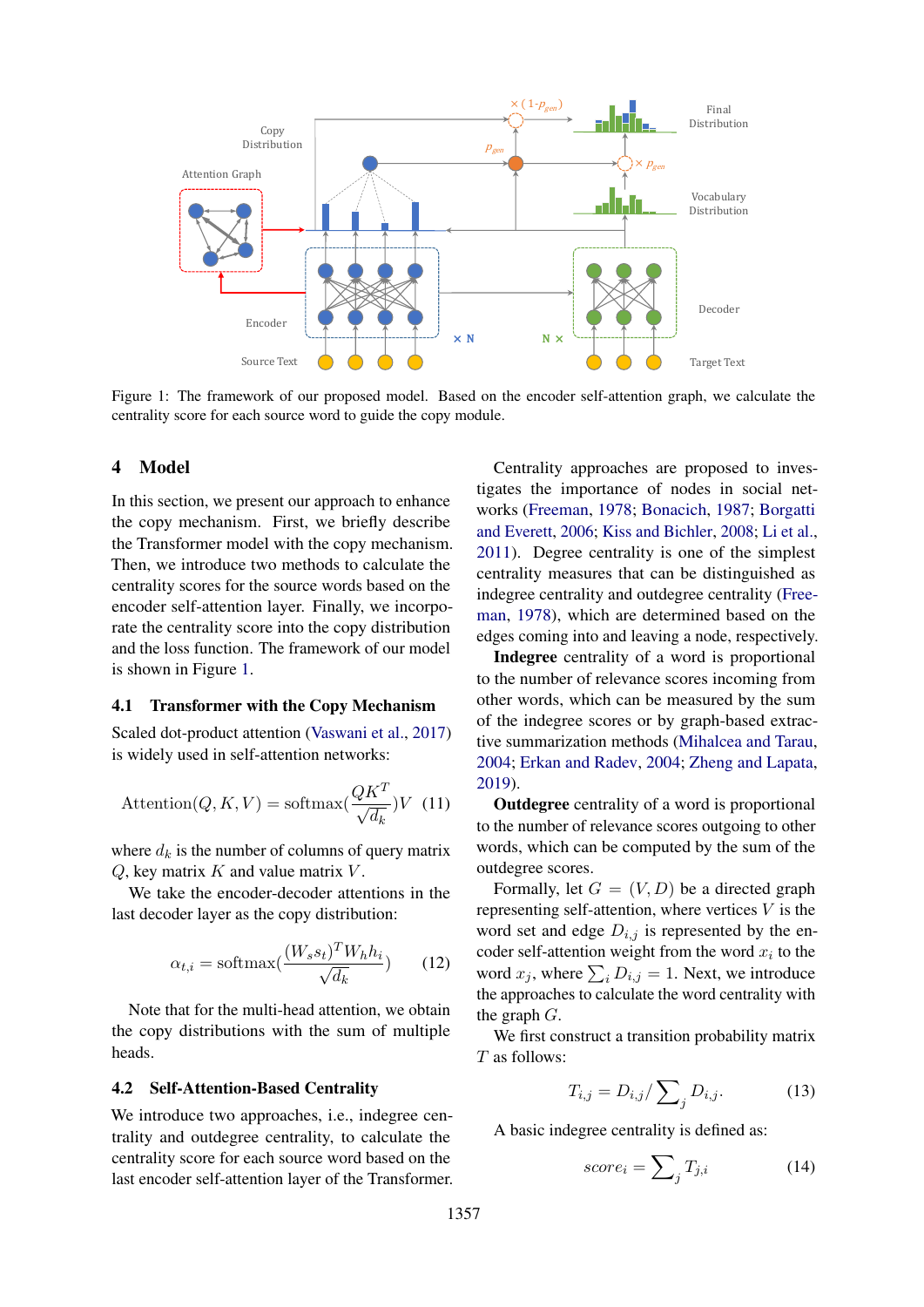Figure 1: The framework of our proposed model. Based on the encoder self-attention graph, we calculate the centrality score for each source word to guide the copy module.

## 4 Model

In this section, we present our approach to enhance the copy mechanism. First, we briefly describe the Transformer model with the copy mechanism. Then, we introduce two methods to calculate the centrality scores for the source words based on the encoder self-attention layer. Finally, we incorporate the centrality score into the copy distribution and the loss function. The framework of our model is shown in Figure 1.

### 4.1 Transformer with the Copy Mechanism

Scaled dot-product attention (Vaswani et al., 2017) is widely used in self-attention networks:

$$\text{Attention}(Q, K, V) = \text{softmax}(\frac{QK^T}{\sqrt{d_k}})V \quad (11)$$

where $d_k$ is the number of columns of query matrix $Q$, key matrix $K$ and value matrix $V$.

We take the encoder-decoder attentions in the last decoder layer as the copy distribution:

$$\alpha_{t,i} = \text{softmax}(\frac{(W_s s_t)^T W_h h_i}{\sqrt{d_k}}) \quad (12)$$

Note that for the multi-head attention, we obtain the copy distributions with the sum of multiple heads.

### 4.2 Self-Attention-Based Centrality

We introduce two approaches, i.e., indegree centrality and outdegree centrality, to calculate the centrality score for each source word based on the last encoder self-attention layer of the Transformer.

Centrality approaches are proposed to investigates the importance of nodes in social networks (Freeman, 1978; Bonacich, 1987; Borgatti and Everett, 2006; Kiss and Bichler, 2008; Li et al., 2011). Degree centrality is one of the simplest centrality measures that can be distinguished as indegree centrality and outdegree centrality (Freeman, 1978), which are determined based on the edges coming into and leaving a node, respectively.

**Indegree** centrality of a word is proportional to the number of relevance scores incoming from other words, which can be measured by the sum of the indegree scores or by graph-based extractive summarization methods (Mihalcea and Tarau, 2004; Erkan and Radev, 2004; Zheng and Lapata, 2019).

**Outdegree** centrality of a word is proportional to the number of relevance scores outgoing to other words, which can be computed by the sum of the outdegree scores.

Formally, let $G = (V, D)$ be a directed graph representing self-attention, where vertices $V$ is the word set and edge $D_{i,j}$ is represented by the encoder self-attention weight from the word $x_i$ to the word $x_j$, where $\sum_i D_{i,j} = 1$. Next, we introduce the approaches to calculate the word centrality with the graph $G$.

We first construct a transition probability matrix $T$ as follows:

$$T_{i,j} = D_{i,j} / \sum_j D_{i,j}. \quad (13)$$

A basic indegree centrality is defined as:

$$score_i = \sum_j T_{j,i} \quad (14)$$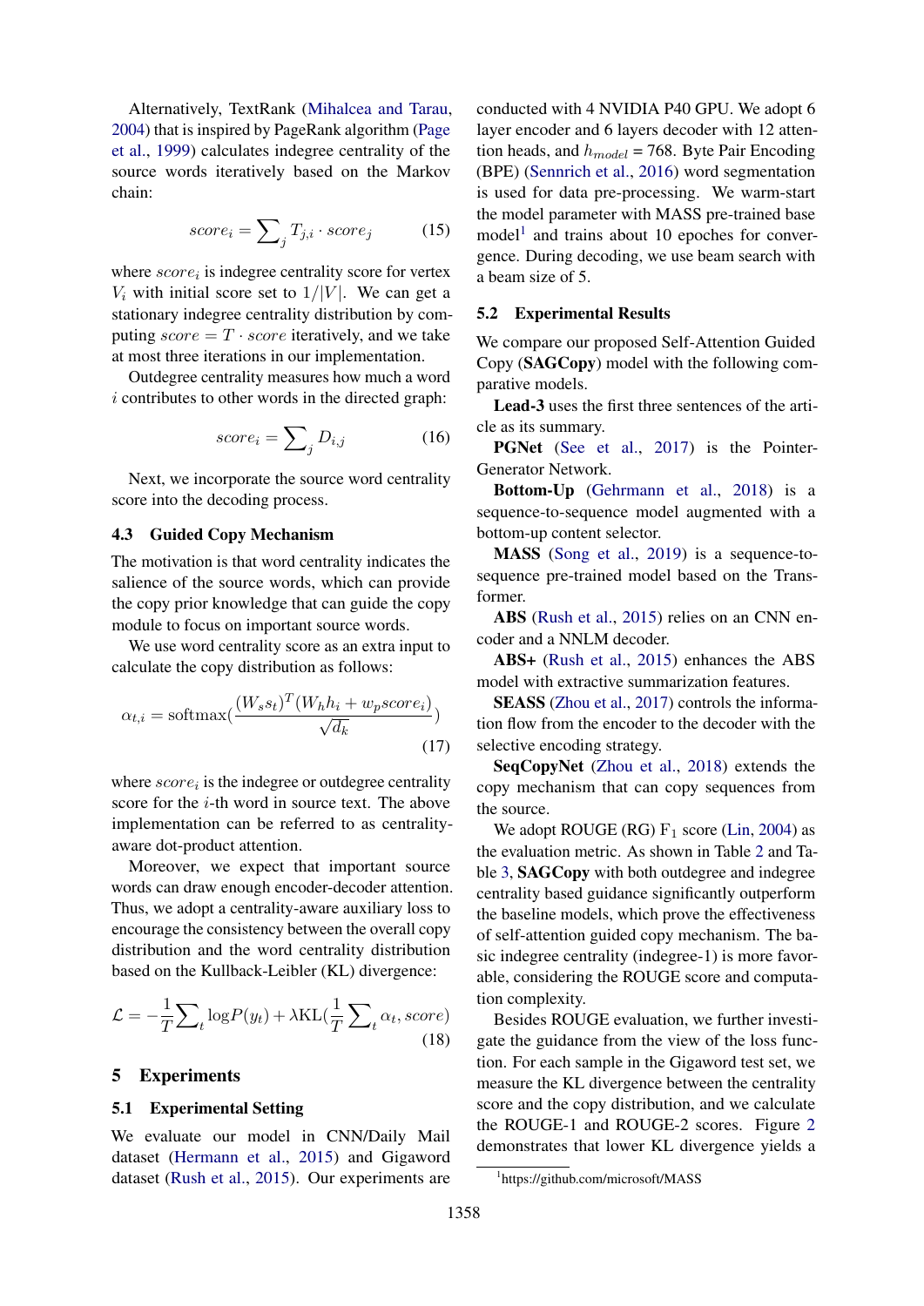Alternatively, TextRank (Mihalcea and Tarau, 2004) that is inspired by PageRank algorithm (Page et al., 1999) calculates indegree centrality of the source words iteratively based on the Markov chain:

$$score_i = \sum_j T_{j,i} \cdot score_j \tag{15}$$

where $score_i$ is indegree centrality score for vertex $V_i$ with initial score set to $1/|V|$. We can get a stationary indegree centrality distribution by computing $score = T \cdot score$ iteratively, and we take at most three iterations in our implementation.

Outdegree centrality measures how much a word $i$ contributes to other words in the directed graph:

$$score_i = \sum_j D_{i,j} \tag{16}$$

Next, we incorporate the source word centrality score into the decoding process.

### 4.3 Guided Copy Mechanism

The motivation is that word centrality indicates the salience of the source words, which can provide the copy prior knowledge that can guide the copy module to focus on important source words.

We use word centrality score as an extra input to calculate the copy distribution as follows:

$$\alpha_{t,i} = \mathrm{softmax}(\frac{(W_s s_t)^T (W_h h_i + w_p score_i)}{\sqrt{d_k}}) \tag{17}$$

where $score_i$ is the indegree or outdegree centrality score for the $i$-th word in source text. The above implementation can be referred to as centrality-aware dot-product attention.

Moreover, we expect that important source words can draw enough encoder-decoder attention. Thus, we adopt a centrality-aware auxiliary loss to encourage the consistency between the overall copy distribution and the word centrality distribution based on the Kullback-Leibler (KL) divergence:

$$\mathcal{L} = -\frac{1}{T}\sum_t \log P(y_t) + \lambda \mathrm{KL}(\frac{1}{T}\sum_t \alpha_t, score) \tag{18}$$

## 5 Experiments

### 5.1 Experimental Setting

We evaluate our model in CNN/Daily Mail dataset (Hermann et al., 2015) and Gigaword dataset (Rush et al., 2015). Our experiments are conducted with 4 NVIDIA P40 GPU. We adopt 6 layer encoder and 6 layers decoder with 12 attention heads, and $h_{model}$ = 768. Byte Pair Encoding (BPE) (Sennrich et al., 2016) word segmentation is used for data pre-processing. We warm-start the model parameter with MASS pre-trained base model[1] and trains about 10 epoches for convergence. During decoding, we use beam search with a beam size of 5.

### 5.2 Experimental Results

We compare our proposed Self-Attention Guided Copy (**SAGCopy**) model with the following comparative models.

**Lead-3** uses the first three sentences of the article as its summary.

**PGNet** (See et al., 2017) is the Pointer-Generator Network.

**Bottom-Up** (Gehrmann et al., 2018) is a sequence-to-sequence model augmented with a bottom-up content selector.

**MASS** (Song et al., 2019) is a sequence-to-sequence pre-trained model based on the Transformer.

**ABS** (Rush et al., 2015) relies on an CNN encoder and a NNLM decoder.

**ABS+** (Rush et al., 2015) enhances the ABS model with extractive summarization features.

**SEASS** (Zhou et al., 2017) controls the information flow from the encoder to the decoder with the selective encoding strategy.

**SeqCopyNet** (Zhou et al., 2018) extends the copy mechanism that can copy sequences from the source.

We adopt ROUGE (RG) $F_1$ score (Lin, 2004) as the evaluation metric. As shown in Table 2 and Table 3, **SAGCopy** with both outdegree and indegree centrality based guidance significantly outperform the baseline models, which prove the effectiveness of self-attention guided copy mechanism. The basic indegree centrality (indegree-1) is more favorable, considering the ROUGE score and computation complexity.

Besides ROUGE evaluation, we further investigate the guidance from the view of the loss function. For each sample in the Gigaword test set, we measure the KL divergence between the centrality score and the copy distribution, and we calculate the ROUGE-1 and ROUGE-2 scores. Figure 2 demonstrates that lower KL divergence yields a

[1] https://github.com/microsoft/MASS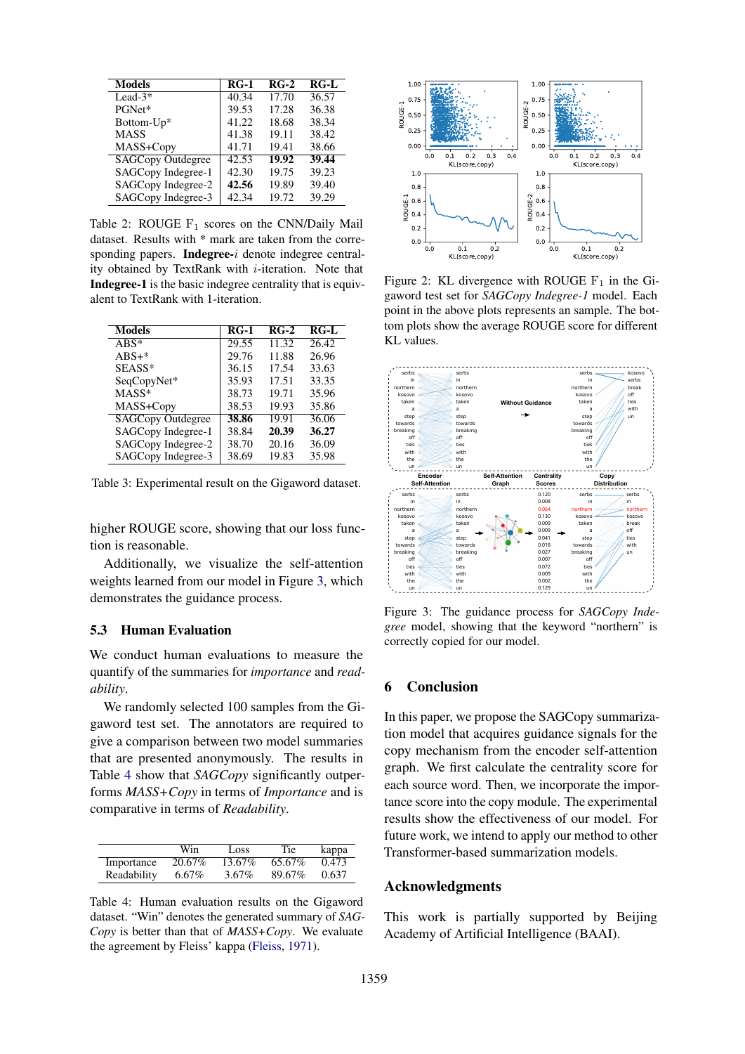| Models | RG-1 | RG-2 | RG-L |
|---|---|---|---|
| Lead-3* | 40.34 | 17.70 | 36.57 |
| PGNet* | 39.53 | 17.28 | 36.38 |
| Bottom-Up* | 41.22 | 18.68 | 38.34 |
| MASS | 41.38 | 19.11 | 38.42 |
| MASS+Copy | 41.71 | 19.41 | 38.66 |
| SAGCopy Outdegree | 42.53 | **19.92** | **39.44** |
| SAGCopy Indegree-1 | 42.30 | 19.75 | 39.23 |
| SAGCopy Indegree-2 | **42.56** | 19.89 | 39.40 |
| SAGCopy Indegree-3 | 42.34 | 19.72 | 39.29 |

Table 2: ROUGE $F_1$ scores on the CNN/Daily Mail dataset. Results with * mark are taken from the corresponding papers. **Indegree-**$i$ denote indegree centrality obtained by TextRank with $i$-iteration. Note that **Indegree-1** is the basic indegree centrality that is equivalent to TextRank with 1-iteration.

| Models | RG-1 | RG-2 | RG-L |
|---|---|---|---|
| ABS* | 29.55 | 11.32 | 26.42 |
| ABS+* | 29.76 | 11.88 | 26.96 |
| SEASS* | 36.15 | 17.54 | 33.63 |
| SeqCopyNet* | 35.93 | 17.51 | 33.35 |
| MASS* | 38.73 | 19.71 | 35.96 |
| MASS+Copy | 38.53 | 19.93 | 35.86 |
| SAGCopy Outdegree | **38.86** | 19.91 | 36.06 |
| SAGCopy Indegree-1 | 38.84 | **20.39** | **36.27** |
| SAGCopy Indegree-2 | 38.70 | 20.16 | 36.09 |
| SAGCopy Indegree-3 | 38.69 | 19.83 | 35.98 |

Table 3: Experimental result on the Gigaword dataset.

higher ROUGE score, showing that our loss function is reasonable.

Additionally, we visualize the self-attention weights learned from our model in Figure 3, which demonstrates the guidance process.

### 5.3 Human Evaluation

We conduct human evaluations to measure the quantify of the summaries for *importance* and *readability*.

We randomly selected 100 samples from the Gigaword test set. The annotators are required to give a comparison between two model summaries that are presented anonymously. The results in Table 4 show that *SAGCopy* significantly outperforms *MASS+Copy* in terms of *Importance* and is comparative in terms of *Readability*.

| | Win | Loss | Tie | kappa |
|---|---|---|---|---|
| Importance | 20.67% | 13.67% | 65.67% | 0.473 |
| Readability | 6.67% | 3.67% | 89.67% | 0.637 |

Table 4: Human evaluation results on the Gigaword dataset. "Win" denotes the generated summary of *SAGCopy* is better than that of *MASS+Copy*. We evaluate the agreement by Fleiss' kappa (Fleiss, 1971).

Figure 2: KL divergence with ROUGE $F_1$ in the Gigaword test set for *SAGCopy Indegree-1* model. Each point in the above plots represents an sample. The bottom plots show the average ROUGE score for different KL values.

Figure 3: The guidance process for *SAGCopy Indegree* model, showing that the keyword "northern" is correctly copied for our model.

## 6 Conclusion

In this paper, we propose the SAGCopy summarization model that acquires guidance signals for the copy mechanism from the encoder self-attention graph. We first calculate the centrality score for each source word. Then, we incorporate the importance score into the copy module. The experimental results show the effectiveness of our model. For future work, we intend to apply our method to other Transformer-based summarization models.

## Acknowledgments

This work is partially supported by Beijing Academy of Artificial Intelligence (BAAI).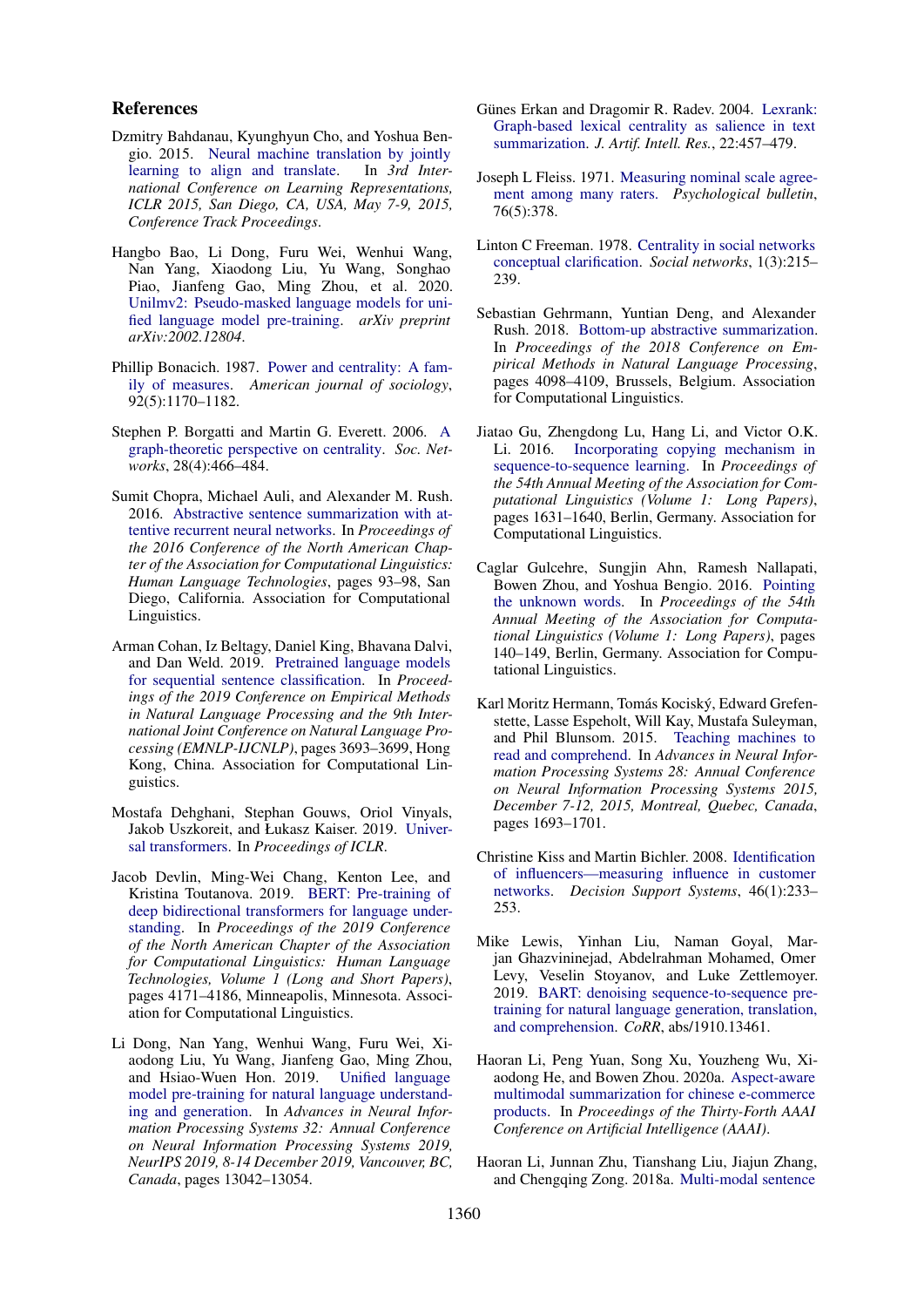## References

Dzmitry Bahdanau, Kyunghyun Cho, and Yoshua Bengio. 2015. Neural machine translation by jointly learning to align and translate. In *3rd International Conference on Learning Representations, ICLR 2015, San Diego, CA, USA, May 7-9, 2015, Conference Track Proceedings*.

Hangbo Bao, Li Dong, Furu Wei, Wenhui Wang, Nan Yang, Xiaodong Liu, Yu Wang, Songhao Piao, Jianfeng Gao, Ming Zhou, et al. 2020. Unilmv2: Pseudo-masked language models for unified language model pre-training. *arXiv preprint arXiv:2002.12804*.

Phillip Bonacich. 1987. Power and centrality: A family of measures. *American journal of sociology*, 92(5):1170–1182.

Stephen P. Borgatti and Martin G. Everett. 2006. A graph-theoretic perspective on centrality. *Soc. Networks*, 28(4):466–484.

Sumit Chopra, Michael Auli, and Alexander M. Rush. 2016. Abstractive sentence summarization with attentive recurrent neural networks. In *Proceedings of the 2016 Conference of the North American Chapter of the Association for Computational Linguistics: Human Language Technologies*, pages 93–98, San Diego, California. Association for Computational Linguistics.

Arman Cohan, Iz Beltagy, Daniel King, Bhavana Dalvi, and Dan Weld. 2019. Pretrained language models for sequential sentence classification. In *Proceedings of the 2019 Conference on Empirical Methods in Natural Language Processing and the 9th International Joint Conference on Natural Language Processing (EMNLP-IJCNLP)*, pages 3693–3699, Hong Kong, China. Association for Computational Linguistics.

Mostafa Dehghani, Stephan Gouws, Oriol Vinyals, Jakob Uszkoreit, and Łukasz Kaiser. 2019. Universal transformers. In *Proceedings of ICLR*.

Jacob Devlin, Ming-Wei Chang, Kenton Lee, and Kristina Toutanova. 2019. BERT: Pre-training of deep bidirectional transformers for language understanding. In *Proceedings of the 2019 Conference of the North American Chapter of the Association for Computational Linguistics: Human Language Technologies, Volume 1 (Long and Short Papers)*, pages 4171–4186, Minneapolis, Minnesota. Association for Computational Linguistics.

Li Dong, Nan Yang, Wenhui Wang, Furu Wei, Xiaodong Liu, Yu Wang, Jianfeng Gao, Ming Zhou, and Hsiao-Wuen Hon. 2019. Unified language model pre-training for natural language understanding and generation. In *Advances in Neural Information Processing Systems 32: Annual Conference on Neural Information Processing Systems 2019, NeurIPS 2019, 8-14 December 2019, Vancouver, BC, Canada*, pages 13042–13054.

Günes Erkan and Dragomir R. Radev. 2004. Lexrank: Graph-based lexical centrality as salience in text summarization. *J. Artif. Intell. Res.*, 22:457–479.

Joseph L Fleiss. 1971. Measuring nominal scale agreement among many raters. *Psychological bulletin*, 76(5):378.

Linton C Freeman. 1978. Centrality in social networks conceptual clarification. *Social networks*, 1(3):215–239.

Sebastian Gehrmann, Yuntian Deng, and Alexander Rush. 2018. Bottom-up abstractive summarization. In *Proceedings of the 2018 Conference on Empirical Methods in Natural Language Processing*, pages 4098–4109, Brussels, Belgium. Association for Computational Linguistics.

Jiatao Gu, Zhengdong Lu, Hang Li, and Victor O.K. Li. 2016. Incorporating copying mechanism in sequence-to-sequence learning. In *Proceedings of the 54th Annual Meeting of the Association for Computational Linguistics (Volume 1: Long Papers)*, pages 1631–1640, Berlin, Germany. Association for Computational Linguistics.

Caglar Gulcehre, Sungjin Ahn, Ramesh Nallapati, Bowen Zhou, and Yoshua Bengio. 2016. Pointing the unknown words. In *Proceedings of the 54th Annual Meeting of the Association for Computational Linguistics (Volume 1: Long Papers)*, pages 140–149, Berlin, Germany. Association for Computational Linguistics.

Karl Moritz Hermann, Tomás Kociský, Edward Grefenstette, Lasse Espeholt, Will Kay, Mustafa Suleyman, and Phil Blunsom. 2015. Teaching machines to read and comprehend. In *Advances in Neural Information Processing Systems 28: Annual Conference on Neural Information Processing Systems 2015, December 7-12, 2015, Montreal, Quebec, Canada*, pages 1693–1701.

Christine Kiss and Martin Bichler. 2008. Identification of influencers—measuring influence in customer networks. *Decision Support Systems*, 46(1):233–253.

Mike Lewis, Yinhan Liu, Naman Goyal, Marjan Ghazvininejad, Abdelrahman Mohamed, Omer Levy, Veselin Stoyanov, and Luke Zettlemoyer. 2019. BART: denoising sequence-to-sequence pre-training for natural language generation, translation, and comprehension. *CoRR*, abs/1910.13461.

Haoran Li, Peng Yuan, Song Xu, Youzheng Wu, Xiaodong He, and Bowen Zhou. 2020a. Aspect-aware multimodal summarization for chinese e-commerce products. In *Proceedings of the Thirty-Forth AAAI Conference on Artificial Intelligence (AAAI)*.

Haoran Li, Junnan Zhu, Tianshang Liu, Jiajun Zhang, and Chengqing Zong. 2018a. Multi-modal sentence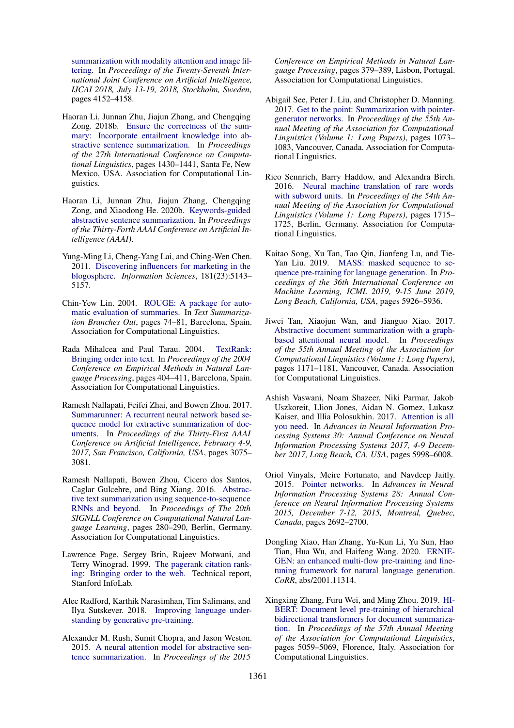summarization with modality attention and image filtering. In *Proceedings of the Twenty-Seventh International Joint Conference on Artificial Intelligence, IJCAI 2018, July 13-19, 2018, Stockholm, Sweden*, pages 4152–4158.

Haoran Li, Junnan Zhu, Jiajun Zhang, and Chengqing Zong. 2018b. Ensure the correctness of the summary: Incorporate entailment knowledge into abstractive sentence summarization. In *Proceedings of the 27th International Conference on Computational Linguistics*, pages 1430–1441, Santa Fe, New Mexico, USA. Association for Computational Linguistics.

Haoran Li, Junnan Zhu, Jiajun Zhang, Chengqing Zong, and Xiaodong He. 2020b. Keywords-guided abstractive sentence summarization. In *Proceedings of the Thirty-Forth AAAI Conference on Artificial Intelligence (AAAI)*.

Yung-Ming Li, Cheng-Yang Lai, and Ching-Wen Chen. 2011. Discovering influencers for marketing in the blogosphere. *Information Sciences*, 181(23):5143–5157.

Chin-Yew Lin. 2004. ROUGE: A package for automatic evaluation of summaries. In *Text Summarization Branches Out*, pages 74–81, Barcelona, Spain. Association for Computational Linguistics.

Rada Mihalcea and Paul Tarau. 2004. TextRank: Bringing order into text. In *Proceedings of the 2004 Conference on Empirical Methods in Natural Language Processing*, pages 404–411, Barcelona, Spain. Association for Computational Linguistics.

Ramesh Nallapati, Feifei Zhai, and Bowen Zhou. 2017. Summarunner: A recurrent neural network based sequence model for extractive summarization of documents. In *Proceedings of the Thirty-First AAAI Conference on Artificial Intelligence, February 4-9, 2017, San Francisco, California, USA*, pages 3075–3081.

Ramesh Nallapati, Bowen Zhou, Cicero dos Santos, Caglar Gulcehre, and Bing Xiang. 2016. Abstractive text summarization using sequence-to-sequence RNNs and beyond. In *Proceedings of The 20th SIGNLL Conference on Computational Natural Language Learning*, pages 280–290, Berlin, Germany. Association for Computational Linguistics.

Lawrence Page, Sergey Brin, Rajeev Motwani, and Terry Winograd. 1999. The pagerank citation ranking: Bringing order to the web. Technical report, Stanford InfoLab.

Alec Radford, Karthik Narasimhan, Tim Salimans, and Ilya Sutskever. 2018. Improving language understanding by generative pre-training.

Alexander M. Rush, Sumit Chopra, and Jason Weston. 2015. A neural attention model for abstractive sentence summarization. In *Proceedings of the 2015 Conference on Empirical Methods in Natural Language Processing*, pages 379–389, Lisbon, Portugal. Association for Computational Linguistics.

Abigail See, Peter J. Liu, and Christopher D. Manning. 2017. Get to the point: Summarization with pointer-generator networks. In *Proceedings of the 55th Annual Meeting of the Association for Computational Linguistics (Volume 1: Long Papers)*, pages 1073–1083, Vancouver, Canada. Association for Computational Linguistics.

Rico Sennrich, Barry Haddow, and Alexandra Birch. 2016. Neural machine translation of rare words with subword units. In *Proceedings of the 54th Annual Meeting of the Association for Computational Linguistics (Volume 1: Long Papers)*, pages 1715–1725, Berlin, Germany. Association for Computational Linguistics.

Kaitao Song, Xu Tan, Tao Qin, Jianfeng Lu, and Tie-Yan Liu. 2019. MASS: masked sequence to sequence pre-training for language generation. In *Proceedings of the 36th International Conference on Machine Learning, ICML 2019, 9-15 June 2019, Long Beach, California, USA*, pages 5926–5936.

Jiwei Tan, Xiaojun Wan, and Jianguo Xiao. 2017. Abstractive document summarization with a graph-based attentional neural model. In *Proceedings of the 55th Annual Meeting of the Association for Computational Linguistics (Volume 1: Long Papers)*, pages 1171–1181, Vancouver, Canada. Association for Computational Linguistics.

Ashish Vaswani, Noam Shazeer, Niki Parmar, Jakob Uszkoreit, Llion Jones, Aidan N. Gomez, Lukasz Kaiser, and Illia Polosukhin. 2017. Attention is all you need. In *Advances in Neural Information Processing Systems 30: Annual Conference on Neural Information Processing Systems 2017, 4-9 December 2017, Long Beach, CA, USA*, pages 5998–6008.

Oriol Vinyals, Meire Fortunato, and Navdeep Jaitly. 2015. Pointer networks. In *Advances in Neural Information Processing Systems 28: Annual Conference on Neural Information Processing Systems 2015, December 7-12, 2015, Montreal, Quebec, Canada*, pages 2692–2700.

Dongling Xiao, Han Zhang, Yu-Kun Li, Yu Sun, Hao Tian, Hua Wu, and Haifeng Wang. 2020. ERNIE-GEN: an enhanced multi-flow pre-training and fine-tuning framework for natural language generation. *CoRR*, abs/2001.11314.

Xingxing Zhang, Furu Wei, and Ming Zhou. 2019. HIBERT: Document level pre-training of hierarchical bidirectional transformers for document summarization. In *Proceedings of the 57th Annual Meeting of the Association for Computational Linguistics*, pages 5059–5069, Florence, Italy. Association for Computational Linguistics.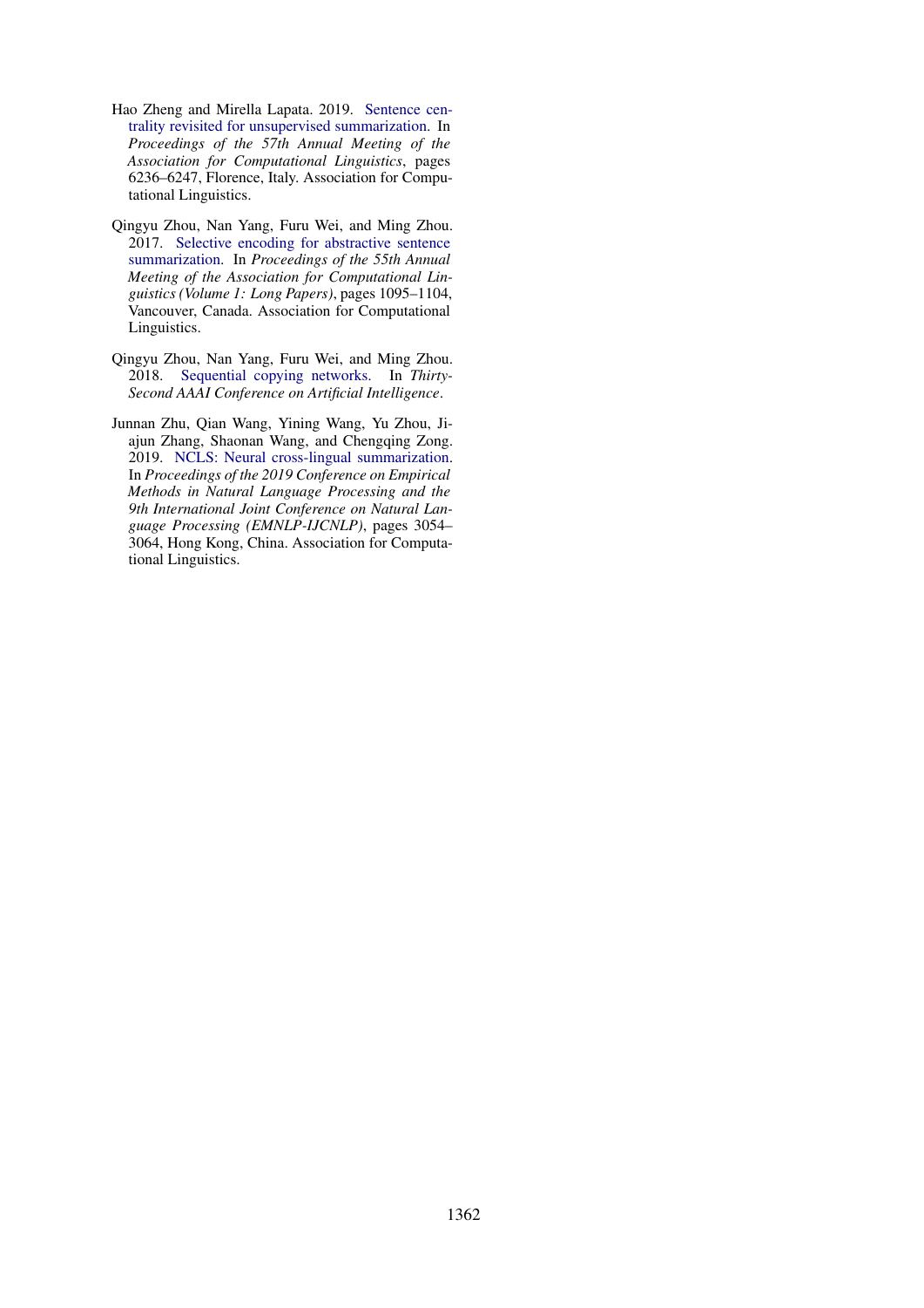Hao Zheng and Mirella Lapata. 2019. Sentence centrality revisited for unsupervised summarization. In *Proceedings of the 57th Annual Meeting of the Association for Computational Linguistics*, pages 6236–6247, Florence, Italy. Association for Computational Linguistics.

Qingyu Zhou, Nan Yang, Furu Wei, and Ming Zhou. 2017. Selective encoding for abstractive sentence summarization. In *Proceedings of the 55th Annual Meeting of the Association for Computational Linguistics (Volume 1: Long Papers)*, pages 1095–1104, Vancouver, Canada. Association for Computational Linguistics.

Qingyu Zhou, Nan Yang, Furu Wei, and Ming Zhou. 2018. Sequential copying networks. In *Thirty-Second AAAI Conference on Artificial Intelligence*.

Junnan Zhu, Qian Wang, Yining Wang, Yu Zhou, Jiajun Zhang, Shaonan Wang, and Chengqing Zong. 2019. NCLS: Neural cross-lingual summarization. In *Proceedings of the 2019 Conference on Empirical Methods in Natural Language Processing and the 9th International Joint Conference on Natural Language Processing (EMNLP-IJCNLP)*, pages 3054–3064, Hong Kong, China. Association for Computational Linguistics.